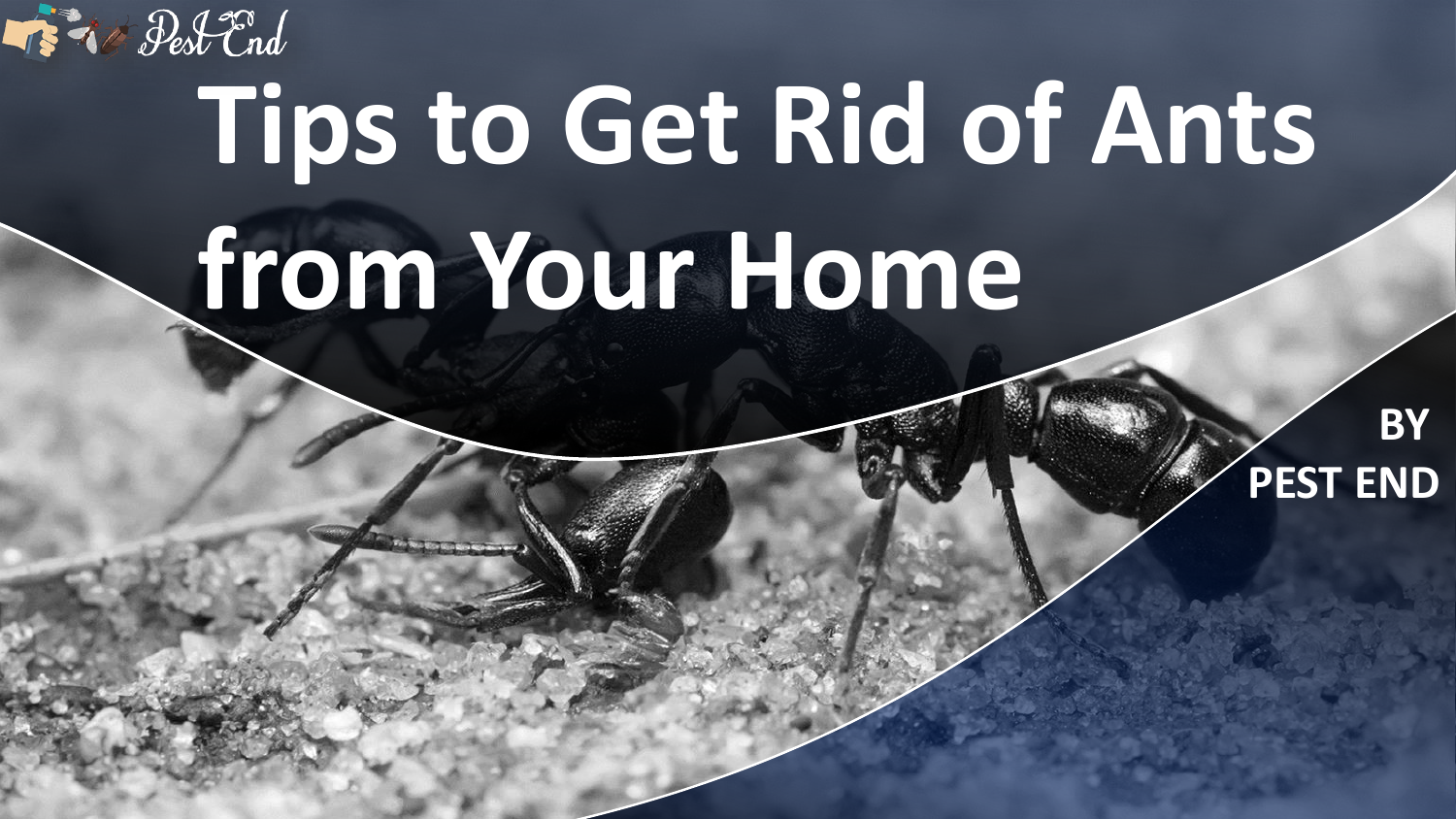Pest End

# Tips to Get Rid of Ants from Your Home

BY
PEST END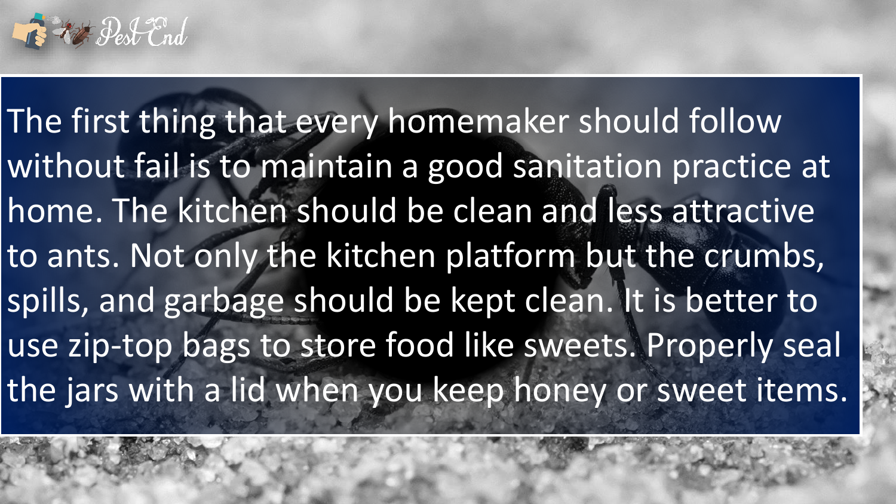The first thing that every homemaker should follow without fail is to maintain a good sanitation practice at home. The kitchen should be clean and less attractive to ants. Not only the kitchen platform but the crumbs, spills, and garbage should be kept clean. It is better to use zip-top bags to store food like sweets. Properly seal the jars with a lid when you keep honey or sweet items.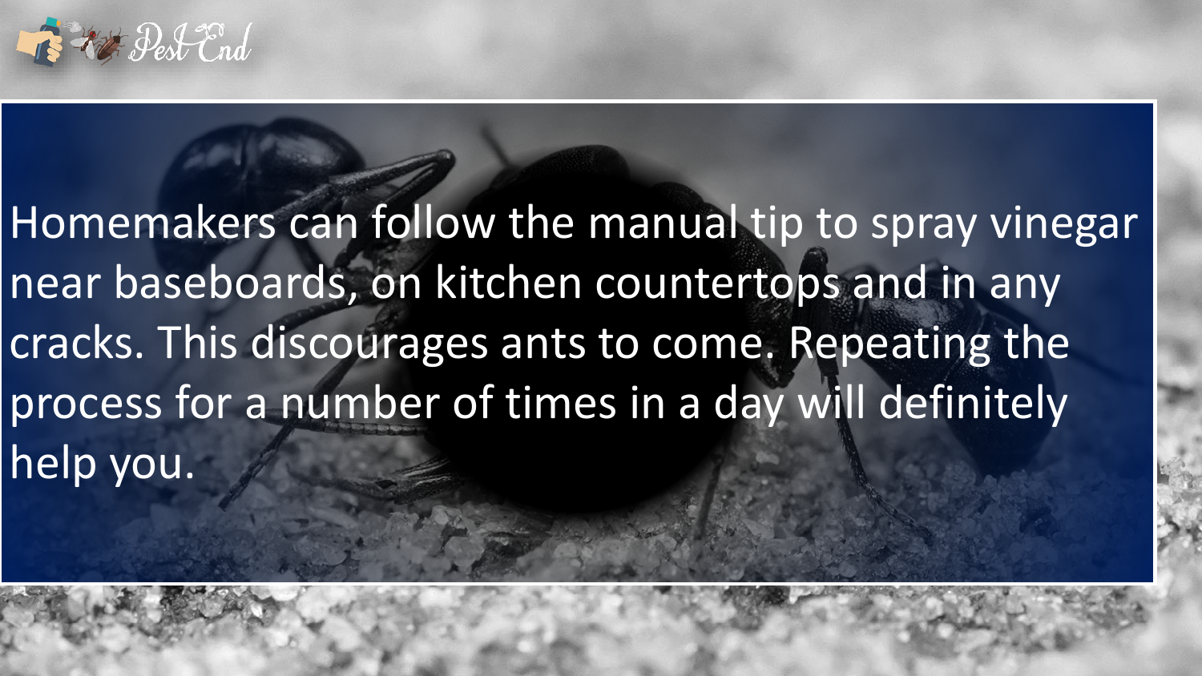Homemakers can follow the manual tip to spray vinegar near baseboards, on kitchen countertops and in any cracks. This discourages ants to come. Repeating the process for a number of times in a day will definitely help you.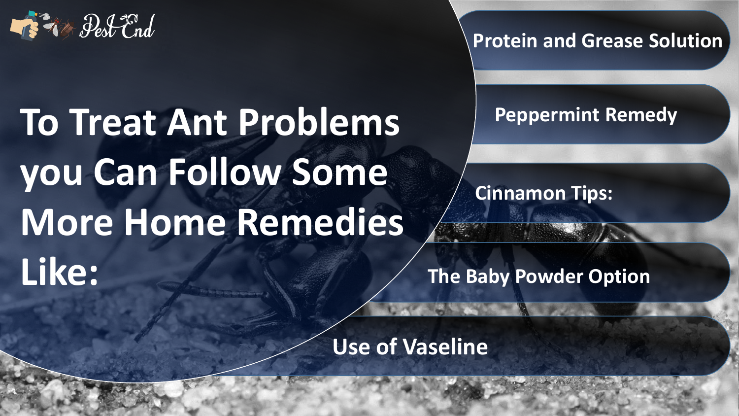# To Treat Ant Problems you Can Follow Some More Home Remedies Like:

- Protein and Grease Solution
- Peppermint Remedy
- Cinnamon Tips:
- The Baby Powder Option
- Use of Vaseline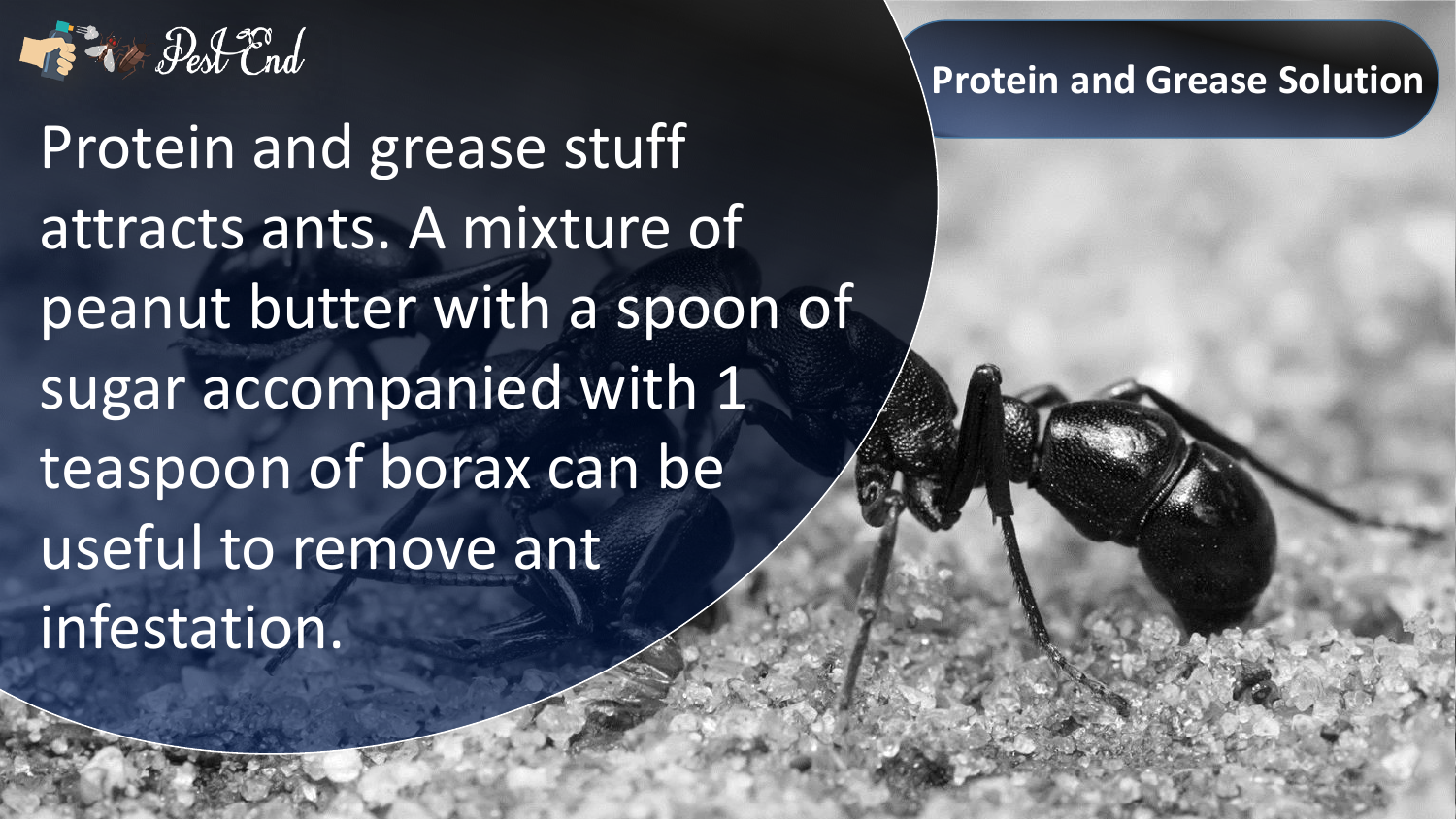## Protein and Grease Solution

Protein and grease stuff attracts ants. A mixture of peanut butter with a spoon of sugar accompanied with 1 teaspoon of borax can be useful to remove ant infestation.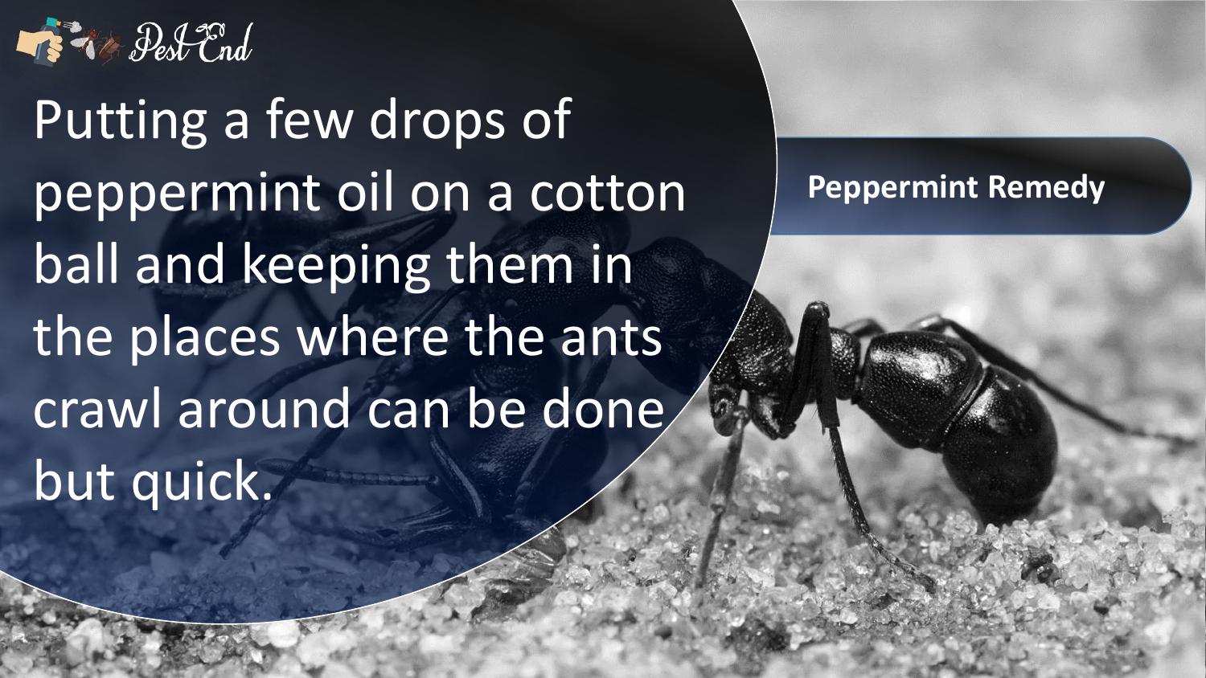Pest End

## Peppermint Remedy

Putting a few drops of peppermint oil on a cotton ball and keeping them in the places where the ants crawl around can be done but quick.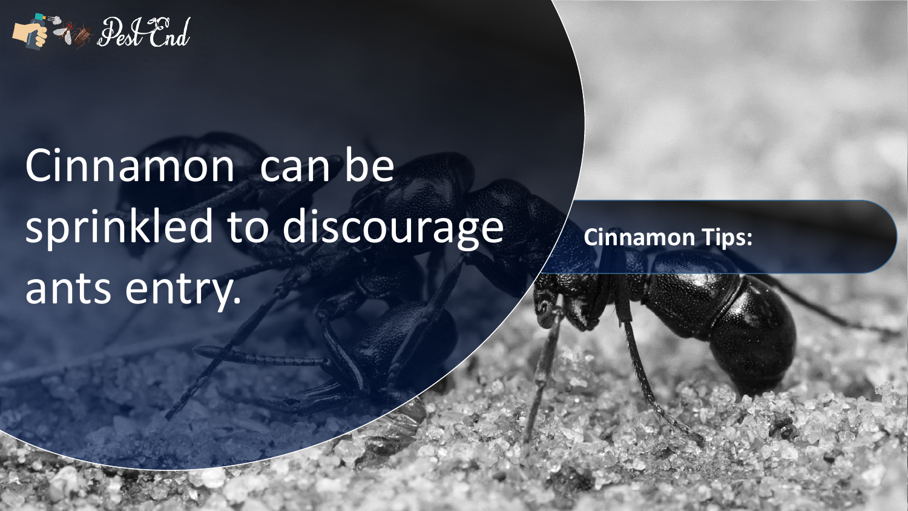Cinnamon  can be sprinkled to discourage ants entry.

**Cinnamon Tips:**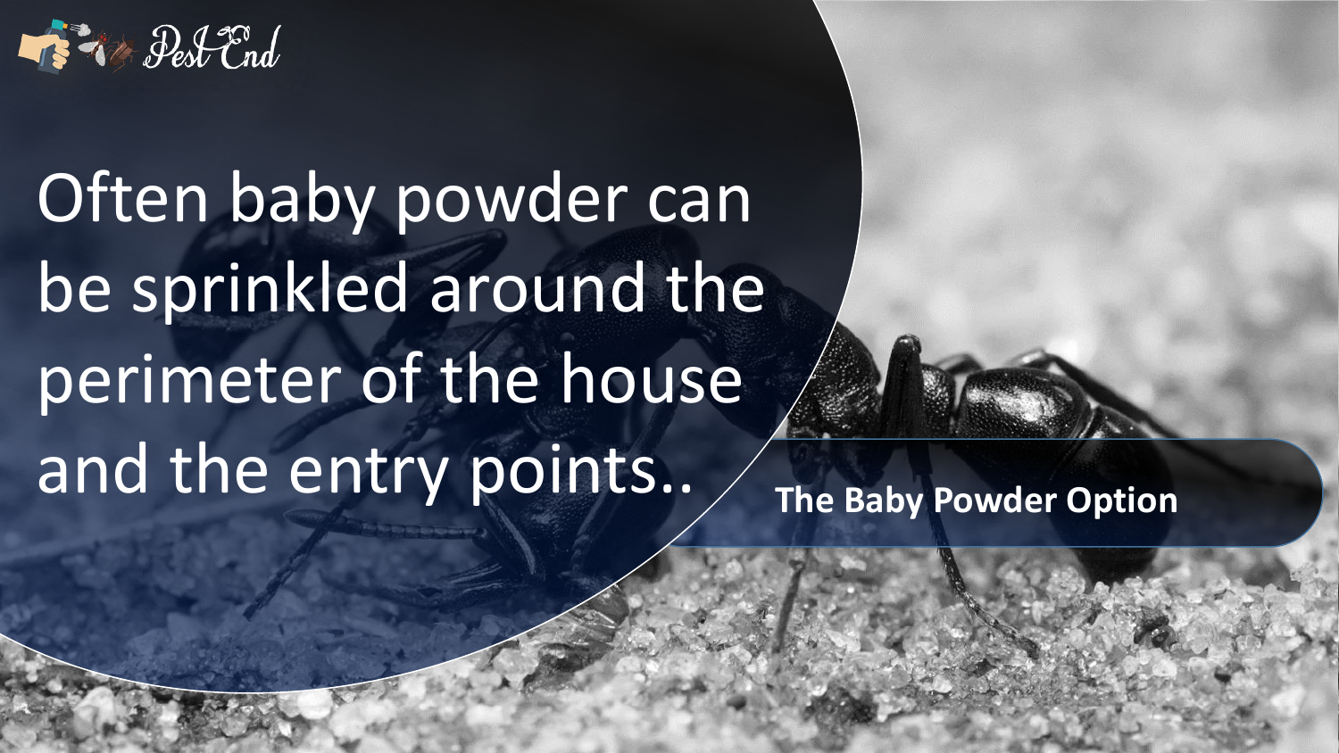Pest End

Often baby powder can be sprinkled around the perimeter of the house and the entry points..

**The Baby Powder Option**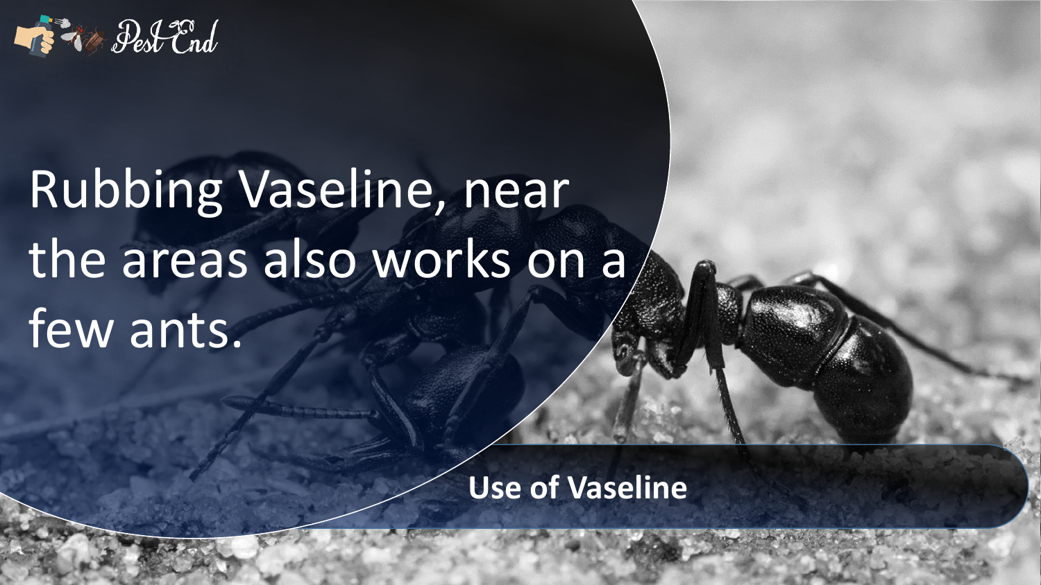Rubbing Vaseline, near the areas also works on a few ants.

**Use of Vaseline**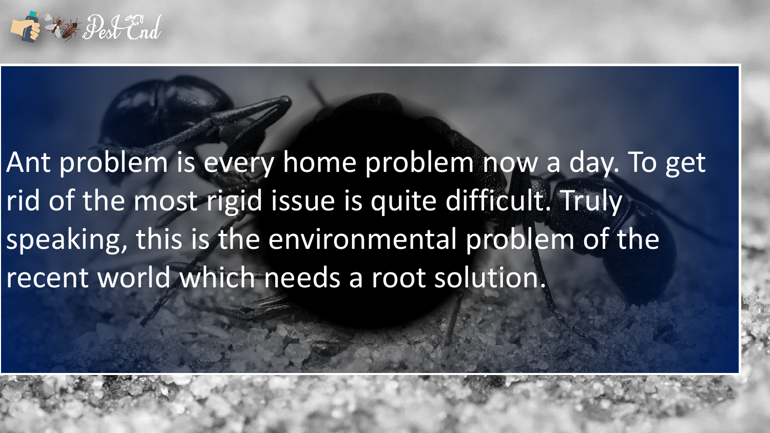Ant problem is every home problem now a day. To get rid of the most rigid issue is quite difficult. Truly speaking, this is the environmental problem of the recent world which needs a root solution.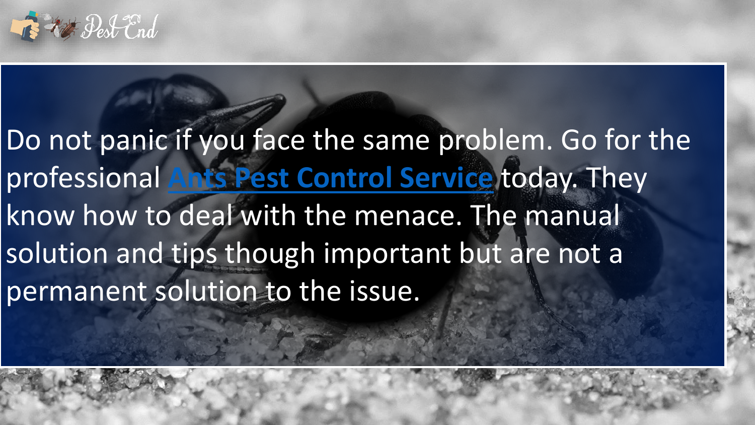Do not panic if you face the same problem. Go for the professional Ants Pest Control Service today. They know how to deal with the menace. The manual solution and tips though important but are not a permanent solution to the issue.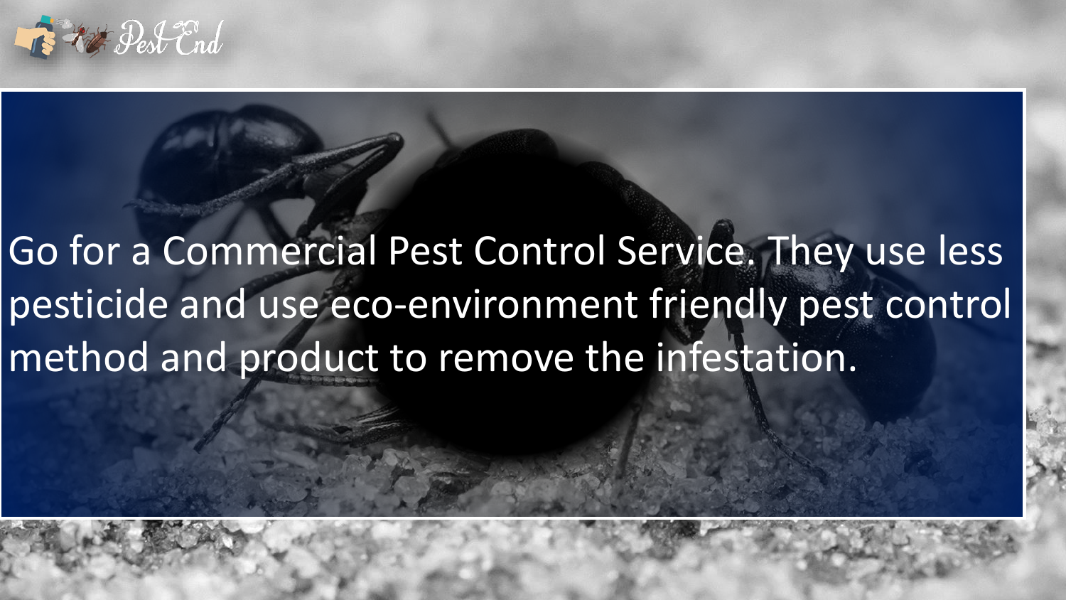Go for a Commercial Pest Control Service. They use less pesticide and use eco-environment friendly pest control method and product to remove the infestation.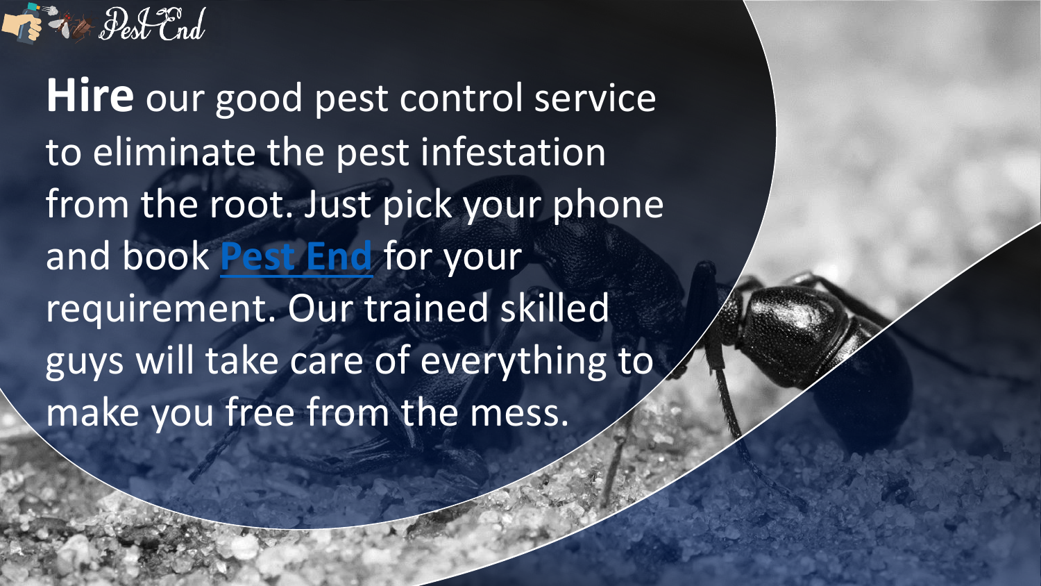**Hire** our good pest control service to eliminate the pest infestation from the root. Just pick your phone and book Pest End for your requirement. Our trained skilled guys will take care of everything to make you free from the mess.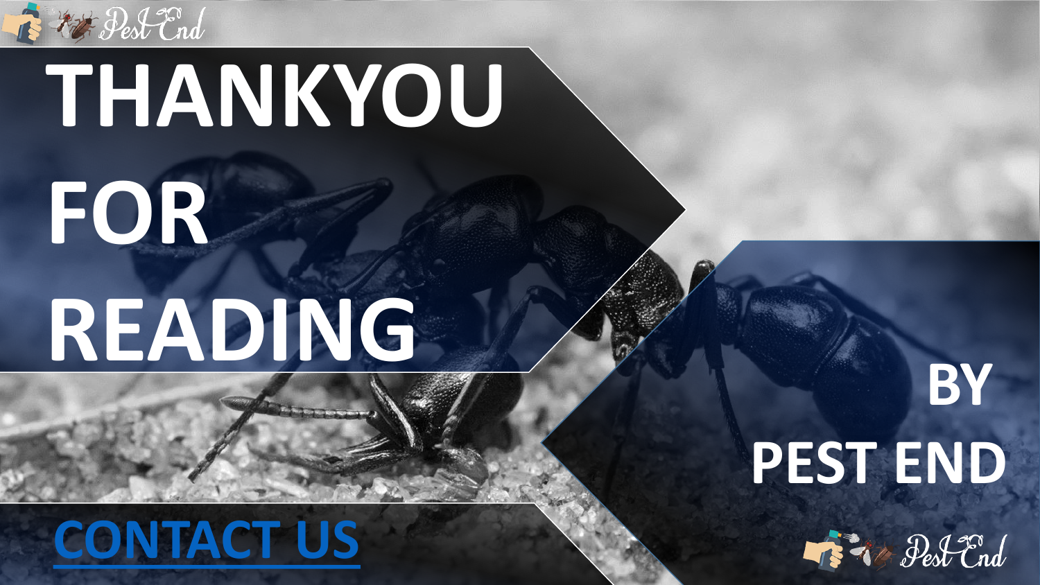# THANKYOU FOR READING

BY PEST END

[CONTACT US]

Pest End